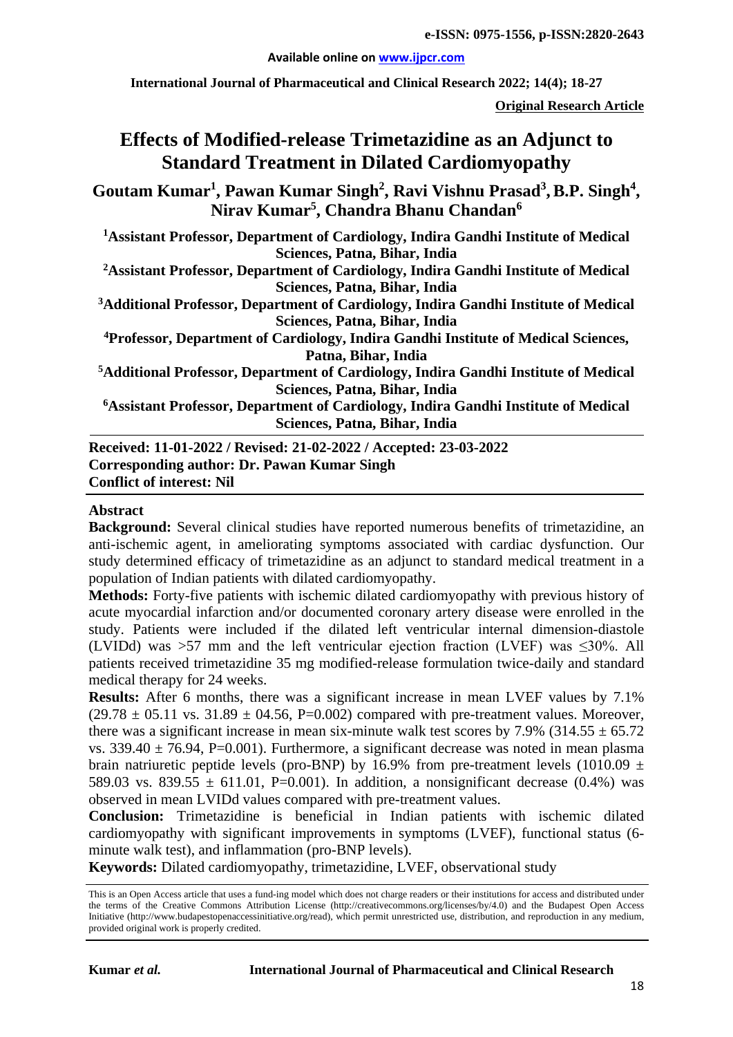**Original Research Article**

# Effects of Modified-release Trimetazidine as an Adjunct to Standard Treatment in Dilated Cardiomyopathy

**Goutam Kumar[1], Pawan Kumar Singh[2], Ravi Vishnu Prasad[3], B.P. Singh[4], Nirav Kumar[5], Chandra Bhanu Chandan[6]**

[1]Assistant Professor, Department of Cardiology, Indira Gandhi Institute of Medical Sciences, Patna, Bihar, India

[2]Assistant Professor, Department of Cardiology, Indira Gandhi Institute of Medical Sciences, Patna, Bihar, India

[3]Additional Professor, Department of Cardiology, Indira Gandhi Institute of Medical Sciences, Patna, Bihar, India

[4]Professor, Department of Cardiology, Indira Gandhi Institute of Medical Sciences, Patna, Bihar, India

[5]Additional Professor, Department of Cardiology, Indira Gandhi Institute of Medical Sciences, Patna, Bihar, India

[6]Assistant Professor, Department of Cardiology, Indira Gandhi Institute of Medical Sciences, Patna, Bihar, India

**Received: 11-01-2022 / Revised: 21-02-2022 / Accepted: 23-03-2022**
**Corresponding author: Dr. Pawan Kumar Singh**
**Conflict of interest: Nil**

## Abstract

**Background:** Several clinical studies have reported numerous benefits of trimetazidine, an anti-ischemic agent, in ameliorating symptoms associated with cardiac dysfunction. Our study determined efficacy of trimetazidine as an adjunct to standard medical treatment in a population of Indian patients with dilated cardiomyopathy.

**Methods:** Forty-five patients with ischemic dilated cardiomyopathy with previous history of acute myocardial infarction and/or documented coronary artery disease were enrolled in the study. Patients were included if the dilated left ventricular internal dimension-diastole (LVIDd) was >57 mm and the left ventricular ejection fraction (LVEF) was ≤30%. All patients received trimetazidine 35 mg modified-release formulation twice-daily and standard medical therapy for 24 weeks.

**Results:** After 6 months, there was a significant increase in mean LVEF values by 7.1% (29.78 ± 05.11 vs. 31.89 ± 04.56, P=0.002) compared with pre-treatment values. Moreover, there was a significant increase in mean six-minute walk test scores by 7.9% (314.55 ± 65.72 vs. 339.40 ± 76.94, P=0.001). Furthermore, a significant decrease was noted in mean plasma brain natriuretic peptide levels (pro-BNP) by 16.9% from pre-treatment levels (1010.09 ± 589.03 vs. 839.55 ± 611.01, P=0.001). In addition, a nonsignificant decrease (0.4%) was observed in mean LVIDd values compared with pre-treatment values.

**Conclusion:** Trimetazidine is beneficial in Indian patients with ischemic dilated cardiomyopathy with significant improvements in symptoms (LVEF), functional status (6-minute walk test), and inflammation (pro-BNP levels).

**Keywords:** Dilated cardiomyopathy, trimetazidine, LVEF, observational study

This is an Open Access article that uses a fund-ing model which does not charge readers or their institutions for access and distributed under the terms of the Creative Commons Attribution License (http://creativecommons.org/licenses/by/4.0) and the Budapest Open Access Initiative (http://www.budapestopenaccessinitiative.org/read), which permit unrestricted use, distribution, and reproduction in any medium, provided original work is properly credited.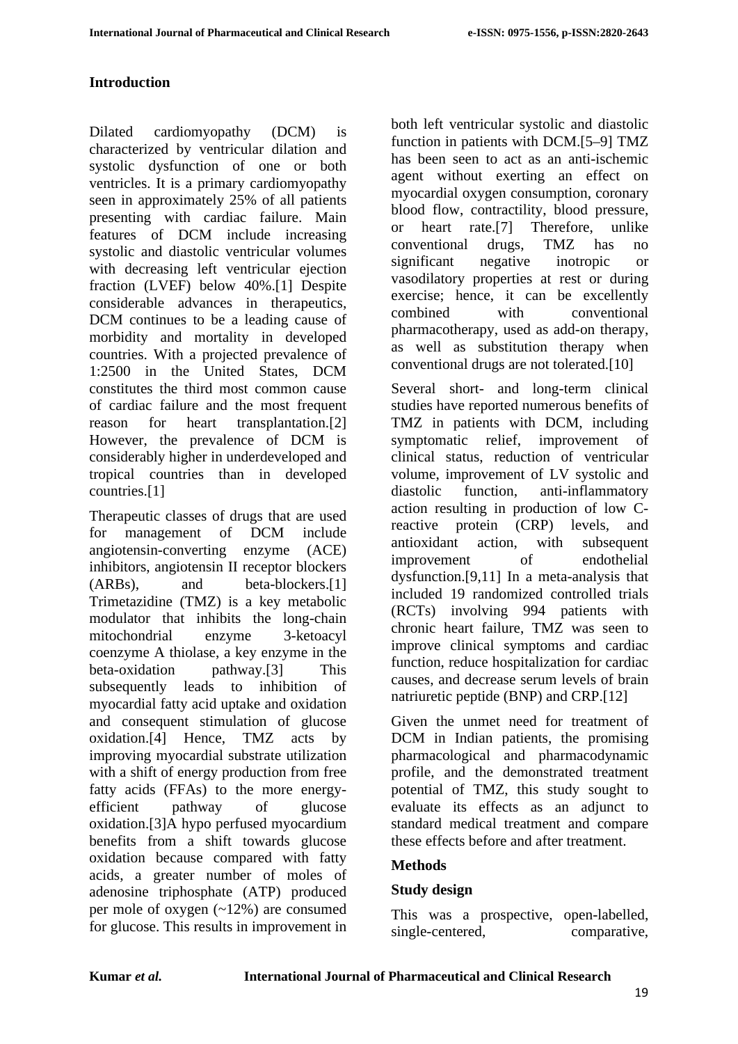## Introduction

Dilated cardiomyopathy (DCM) is characterized by ventricular dilation and systolic dysfunction of one or both ventricles. It is a primary cardiomyopathy seen in approximately 25% of all patients presenting with cardiac failure. Main features of DCM include increasing systolic and diastolic ventricular volumes with decreasing left ventricular ejection fraction (LVEF) below 40%.[1] Despite considerable advances in therapeutics, DCM continues to be a leading cause of morbidity and mortality in developed countries. With a projected prevalence of 1:2500 in the United States, DCM constitutes the third most common cause of cardiac failure and the most frequent reason for heart transplantation.[2] However, the prevalence of DCM is considerably higher in underdeveloped and tropical countries than in developed countries.[1]

Therapeutic classes of drugs that are used for management of DCM include angiotensin-converting enzyme (ACE) inhibitors, angiotensin II receptor blockers (ARBs), and beta-blockers.[1] Trimetazidine (TMZ) is a key metabolic modulator that inhibits the long-chain mitochondrial enzyme 3-ketoacyl coenzyme A thiolase, a key enzyme in the beta-oxidation pathway.[3] This subsequently leads to inhibition of myocardial fatty acid uptake and oxidation and consequent stimulation of glucose oxidation.[4] Hence, TMZ acts by improving myocardial substrate utilization with a shift of energy production from free fatty acids (FFAs) to the more energy-efficient pathway of glucose oxidation.[3]A hypo perfused myocardium benefits from a shift towards glucose oxidation because compared with fatty acids, a greater number of moles of adenosine triphosphate (ATP) produced per mole of oxygen (~12%) are consumed for glucose. This results in improvement in both left ventricular systolic and diastolic function in patients with DCM.[5–9] TMZ has been seen to act as an anti-ischemic agent without exerting an effect on myocardial oxygen consumption, coronary blood flow, contractility, blood pressure, or heart rate.[7] Therefore, unlike conventional drugs, TMZ has no significant negative inotropic or vasodilatory properties at rest or during exercise; hence, it can be excellently combined with conventional pharmacotherapy, used as add-on therapy, as well as substitution therapy when conventional drugs are not tolerated.[10]

Several short- and long-term clinical studies have reported numerous benefits of TMZ in patients with DCM, including symptomatic relief, improvement of clinical status, reduction of ventricular volume, improvement of LV systolic and diastolic function, anti-inflammatory action resulting in production of low C-reactive protein (CRP) levels, and antioxidant action, with subsequent improvement of endothelial dysfunction.[9,11] In a meta-analysis that included 19 randomized controlled trials (RCTs) involving 994 patients with chronic heart failure, TMZ was seen to improve clinical symptoms and cardiac function, reduce hospitalization for cardiac causes, and decrease serum levels of brain natriuretic peptide (BNP) and CRP.[12]

Given the unmet need for treatment of DCM in Indian patients, the promising pharmacological and pharmacodynamic profile, and the demonstrated treatment potential of TMZ, this study sought to evaluate its effects as an adjunct to standard medical treatment and compare these effects before and after treatment.

## Methods

### Study design

This was a prospective, open-labelled, single-centered, comparative,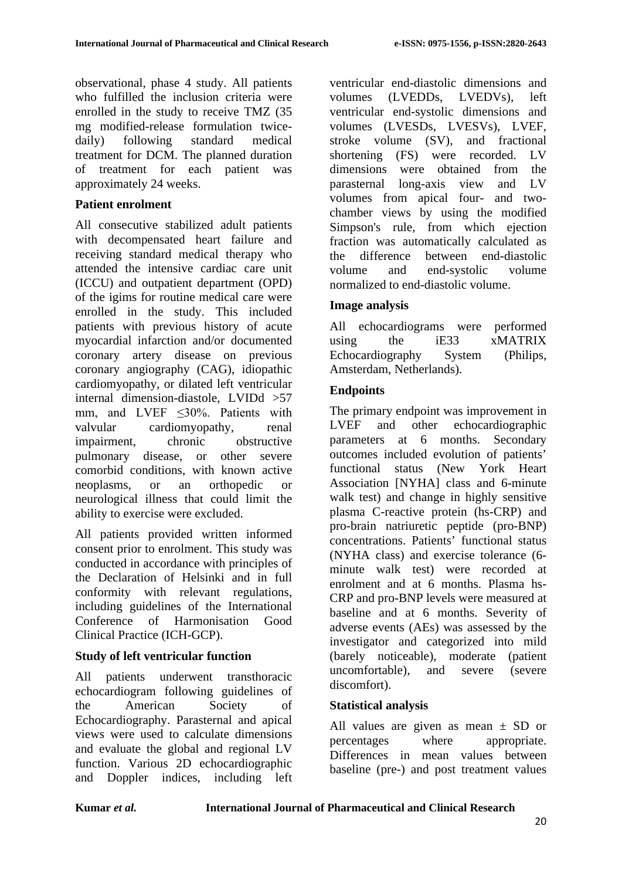observational, phase 4 study. All patients who fulfilled the inclusion criteria were enrolled in the study to receive TMZ (35 mg modified-release formulation twice-daily) following standard medical treatment for DCM. The planned duration of treatment for each patient was approximately 24 weeks.

## Patient enrolment

All consecutive stabilized adult patients with decompensated heart failure and receiving standard medical therapy who attended the intensive cardiac care unit (ICCU) and outpatient department (OPD) of the igims for routine medical care were enrolled in the study. This included patients with previous history of acute myocardial infarction and/or documented coronary artery disease on previous coronary angiography (CAG), idiopathic cardiomyopathy, or dilated left ventricular internal dimension-diastole, LVIDd >57 mm, and LVEF ≤30%. Patients with valvular cardiomyopathy, renal impairment, chronic obstructive pulmonary disease, or other severe comorbid conditions, with known active neoplasms, or an orthopedic or neurological illness that could limit the ability to exercise were excluded.

All patients provided written informed consent prior to enrolment. This study was conducted in accordance with principles of the Declaration of Helsinki and in full conformity with relevant regulations, including guidelines of the International Conference of Harmonisation Good Clinical Practice (ICH-GCP).

## Study of left ventricular function

All patients underwent transthoracic echocardiogram following guidelines of the American Society of Echocardiography. Parasternal and apical views were used to calculate dimensions and evaluate the global and regional LV function. Various 2D echocardiographic and Doppler indices, including left ventricular end-diastolic dimensions and volumes (LVEDDs, LVEDVs), left ventricular end-systolic dimensions and volumes (LVESDs, LVESVs), LVEF, stroke volume (SV), and fractional shortening (FS) were recorded. LV dimensions were obtained from the parasternal long-axis view and LV volumes from apical four- and two-chamber views by using the modified Simpson's rule, from which ejection fraction was automatically calculated as the difference between end-diastolic volume and end-systolic volume normalized to end-diastolic volume.

## Image analysis

All echocardiograms were performed using the iE33 xMATRIX Echocardiography System (Philips, Amsterdam, Netherlands).

## Endpoints

The primary endpoint was improvement in LVEF and other echocardiographic parameters at 6 months. Secondary outcomes included evolution of patients' functional status (New York Heart Association [NYHA] class and 6-minute walk test) and change in highly sensitive plasma C-reactive protein (hs-CRP) and pro-brain natriuretic peptide (pro-BNP) concentrations. Patients' functional status (NYHA class) and exercise tolerance (6-minute walk test) were recorded at enrolment and at 6 months. Plasma hs-CRP and pro-BNP levels were measured at baseline and at 6 months. Severity of adverse events (AEs) was assessed by the investigator and categorized into mild (barely noticeable), moderate (patient uncomfortable), and severe (severe discomfort).

## Statistical analysis

All values are given as mean ± SD or percentages where appropriate. Differences in mean values between baseline (pre-) and post treatment values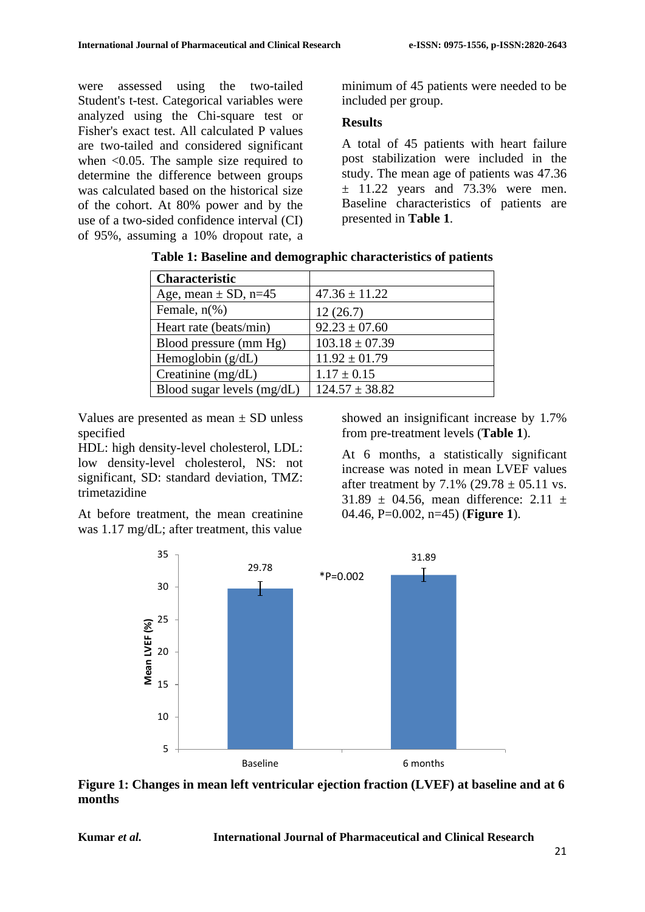were assessed using the two-tailed Student's t-test. Categorical variables were analyzed using the Chi-square test or Fisher's exact test. All calculated P values are two-tailed and considered significant when <0.05. The sample size required to determine the difference between groups was calculated based on the historical size of the cohort. At 80% power and by the use of a two-sided confidence interval (CI) of 95%, assuming a 10% dropout rate, a minimum of 45 patients were needed to be included per group.

## Results

A total of 45 patients with heart failure post stabilization were included in the study. The mean age of patients was 47.36 ± 11.22 years and 73.3% were men. Baseline characteristics of patients are presented in **Table 1**.

**Table 1: Baseline and demographic characteristics of patients**

| Characteristic | |
|---|---|
| Age, mean ± SD, n=45 | 47.36 ± 11.22 |
| Female, n(%) | 12 (26.7) |
| Heart rate (beats/min) | 92.23 ± 07.60 |
| Blood pressure (mm Hg) | 103.18 ± 07.39 |
| Hemoglobin (g/dL) | 11.92 ± 01.79 |
| Creatinine (mg/dL) | 1.17 ± 0.15 |
| Blood sugar levels (mg/dL) | 124.57 ± 38.82 |

Values are presented as mean ± SD unless specified

HDL: high density-level cholesterol, LDL: low density-level cholesterol, NS: not significant, SD: standard deviation, TMZ: trimetazidine

At before treatment, the mean creatinine was 1.17 mg/dL; after treatment, this value showed an insignificant increase by 1.7% from pre-treatment levels (**Table 1**).

At 6 months, a statistically significant increase was noted in mean LVEF values after treatment by 7.1% (29.78 ± 05.11 vs. 31.89 ± 04.56, mean difference: 2.11 ± 04.46, P=0.002, n=45) (**Figure 1**).

| | Baseline | 6 months |
|---|---|---|
| Mean LVEF (%) | 29.78 | 31.89 |

*P=0.002

**Figure 1: Changes in mean left ventricular ejection fraction (LVEF) at baseline and at 6 months**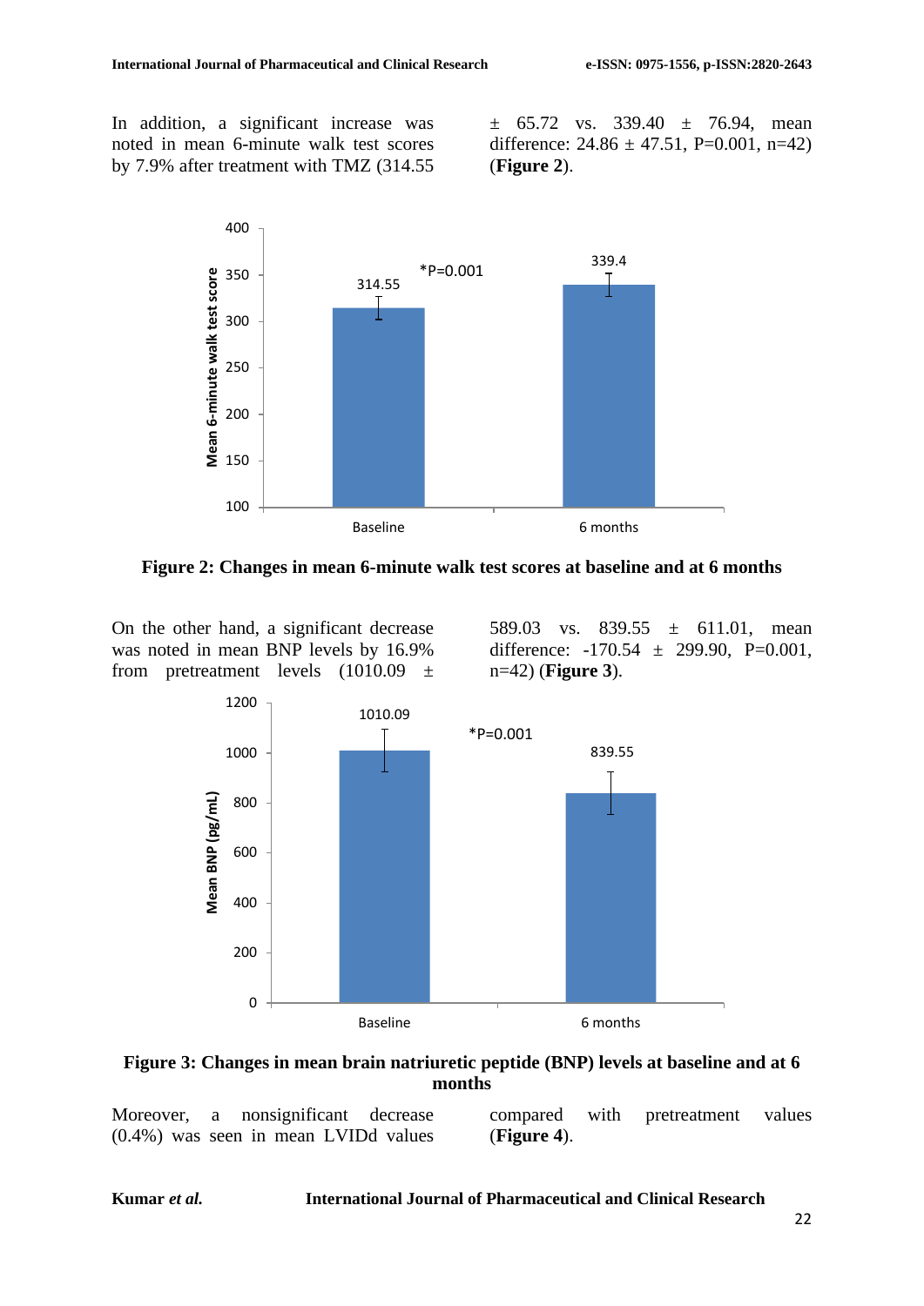In addition, a significant increase was noted in mean 6-minute walk test scores by 7.9% after treatment with TMZ (314.55 ± 65.72 vs. 339.40 ± 76.94, mean difference: 24.86 ± 47.51, P=0.001, n=42) (**Figure 2**).

**Figure 2: Changes in mean 6-minute walk test scores at baseline and at 6 months**

On the other hand, a significant decrease was noted in mean BNP levels by 16.9% from pretreatment levels (1010.09 ± 589.03 vs. 839.55 ± 611.01, mean difference: -170.54 ± 299.90, P=0.001, n=42) (**Figure 3**).

**Figure 3: Changes in mean brain natriuretic peptide (BNP) levels at baseline and at 6 months**

Moreover, a nonsignificant decrease (0.4%) was seen in mean LVIDd values compared with pretreatment values (**Figure 4**).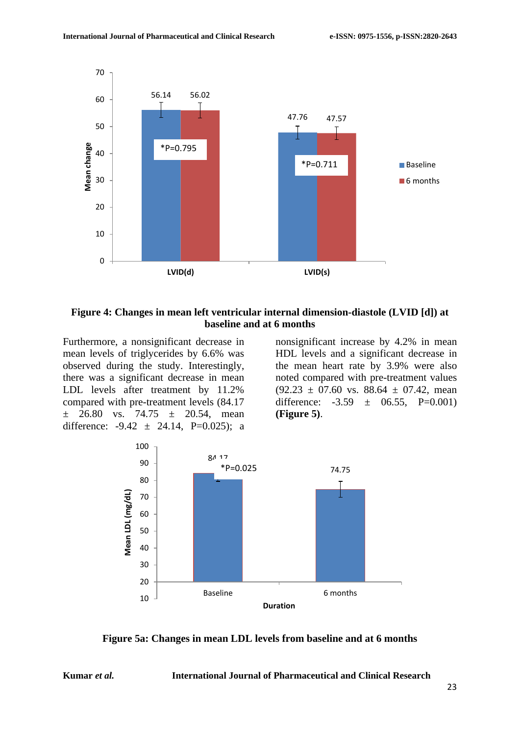Figure 4: Changes in mean left ventricular internal dimension-diastole (LVID [d]) at baseline and at 6 months

Furthermore, a nonsignificant decrease in mean levels of triglycerides by 6.6% was observed during the study. Interestingly, there was a significant decrease in mean LDL levels after treatment by 11.2% compared with pre-treatment levels (84.17 ± 26.80 vs. 74.75 ± 20.54, mean difference: -9.42 ± 24.14, P=0.025); a nonsignificant increase by 4.2% in mean HDL levels and a significant decrease in the mean heart rate by 3.9% were also noted compared with pre-treatment values (92.23 ± 07.60 vs. 88.64 ± 07.42, mean difference: -3.59 ± 06.55, P=0.001) **(Figure 5)**.

**Figure 5a: Changes in mean LDL levels from baseline and at 6 months**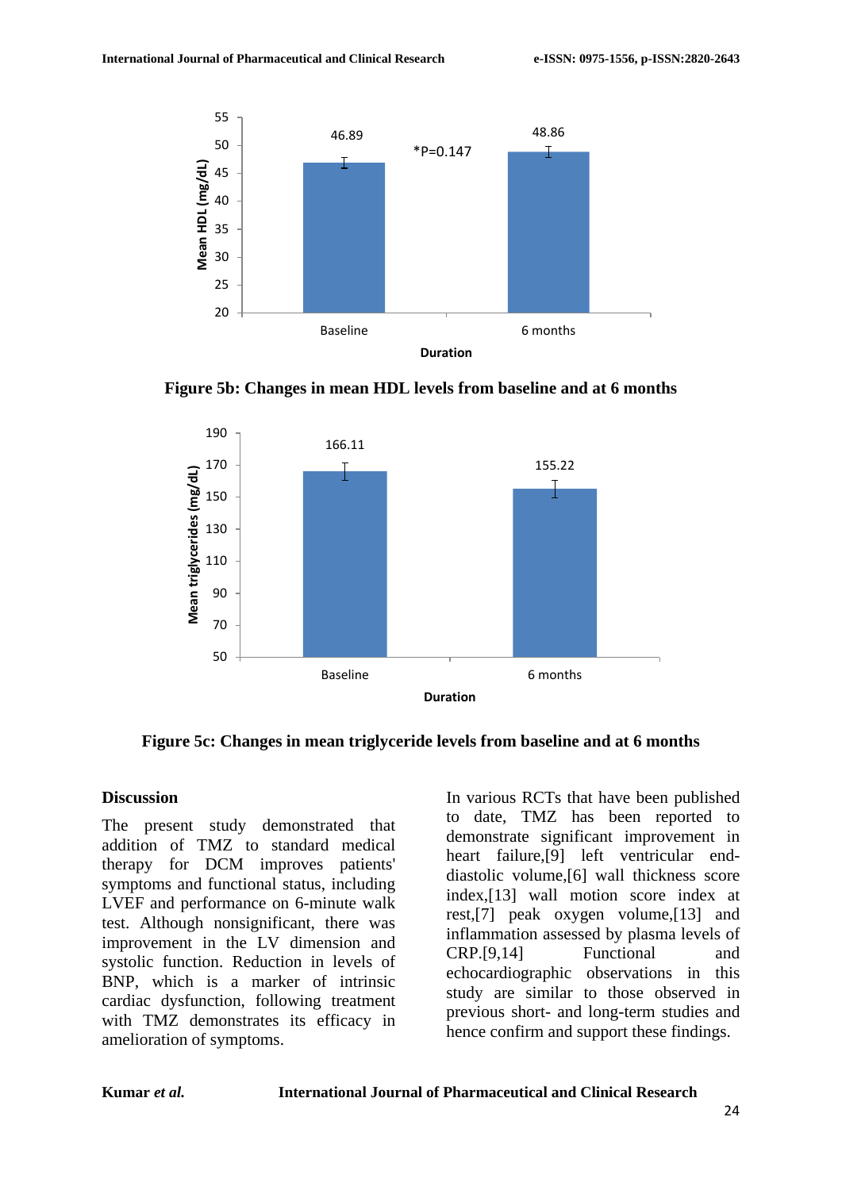**Figure 5b: Changes in mean HDL levels from baseline and at 6 months**

**Figure 5c: Changes in mean triglyceride levels from baseline and at 6 months**

## Discussion

The present study demonstrated that addition of TMZ to standard medical therapy for DCM improves patients' symptoms and functional status, including LVEF and performance on 6-minute walk test. Although nonsignificant, there was improvement in the LV dimension and systolic function. Reduction in levels of BNP, which is a marker of intrinsic cardiac dysfunction, following treatment with TMZ demonstrates its efficacy in amelioration of symptoms.

In various RCTs that have been published to date, TMZ has been reported to demonstrate significant improvement in heart failure,[9] left ventricular end-diastolic volume,[6] wall thickness score index,[13] wall motion score index at rest,[7] peak oxygen volume,[13] and inflammation assessed by plasma levels of CRP.[9,14] Functional and echocardiographic observations in this study are similar to those observed in previous short- and long-term studies and hence confirm and support these findings.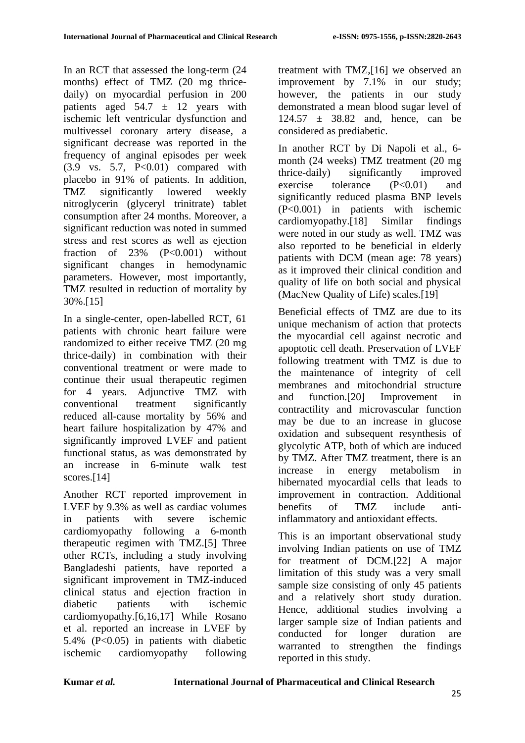In an RCT that assessed the long-term (24 months) effect of TMZ (20 mg thrice-daily) on myocardial perfusion in 200 patients aged $54.7 \pm 12$ years with ischemic left ventricular dysfunction and multivessel coronary artery disease, a significant decrease was reported in the frequency of anginal episodes per week (3.9 vs. 5.7, $P<0.01$) compared with placebo in 91% of patients. In addition, TMZ significantly lowered weekly nitroglycerin (glyceryl trinitrate) tablet consumption after 24 months. Moreover, a significant reduction was noted in summed stress and rest scores as well as ejection fraction of 23% ($P<0.001$) without significant changes in hemodynamic parameters. However, most importantly, TMZ resulted in reduction of mortality by 30%.[15]

In a single-center, open-labelled RCT, 61 patients with chronic heart failure were randomized to either receive TMZ (20 mg thrice-daily) in combination with their conventional treatment or were made to continue their usual therapeutic regimen for 4 years. Adjunctive TMZ with conventional treatment significantly reduced all-cause mortality by 56% and heart failure hospitalization by 47% and significantly improved LVEF and patient functional status, as was demonstrated by an increase in 6-minute walk test scores.[14]

Another RCT reported improvement in LVEF by 9.3% as well as cardiac volumes in patients with severe ischemic cardiomyopathy following a 6-month therapeutic regimen with TMZ.[5] Three other RCTs, including a study involving Bangladeshi patients, have reported a significant improvement in TMZ-induced clinical status and ejection fraction in diabetic patients with ischemic cardiomyopathy.[6,16,17] While Rosano et al. reported an increase in LVEF by 5.4% ($P<0.05$) in patients with diabetic ischemic cardiomyopathy following treatment with TMZ,[16] we observed an improvement by 7.1% in our study; however, the patients in our study demonstrated a mean blood sugar level of $124.57 \pm 38.82$ and, hence, can be considered as prediabetic.

In another RCT by Di Napoli et al., 6-month (24 weeks) TMZ treatment (20 mg thrice-daily) significantly improved exercise tolerance ($P<0.01$) and significantly reduced plasma BNP levels ($P<0.001$) in patients with ischemic cardiomyopathy.[18] Similar findings were noted in our study as well. TMZ was also reported to be beneficial in elderly patients with DCM (mean age: 78 years) as it improved their clinical condition and quality of life on both social and physical (MacNew Quality of Life) scales.[19]

Beneficial effects of TMZ are due to its unique mechanism of action that protects the myocardial cell against necrotic and apoptotic cell death. Preservation of LVEF following treatment with TMZ is due to the maintenance of integrity of cell membranes and mitochondrial structure and function.[20] Improvement in contractility and microvascular function may be due to an increase in glucose oxidation and subsequent resynthesis of glycolytic ATP, both of which are induced by TMZ. After TMZ treatment, there is an increase in energy metabolism in hibernated myocardial cells that leads to improvement in contraction. Additional benefits of TMZ include anti-inflammatory and antioxidant effects.

This is an important observational study involving Indian patients on use of TMZ for treatment of DCM.[22] A major limitation of this study was a very small sample size consisting of only 45 patients and a relatively short study duration. Hence, additional studies involving a larger sample size of Indian patients and conducted for longer duration are warranted to strengthen the findings reported in this study.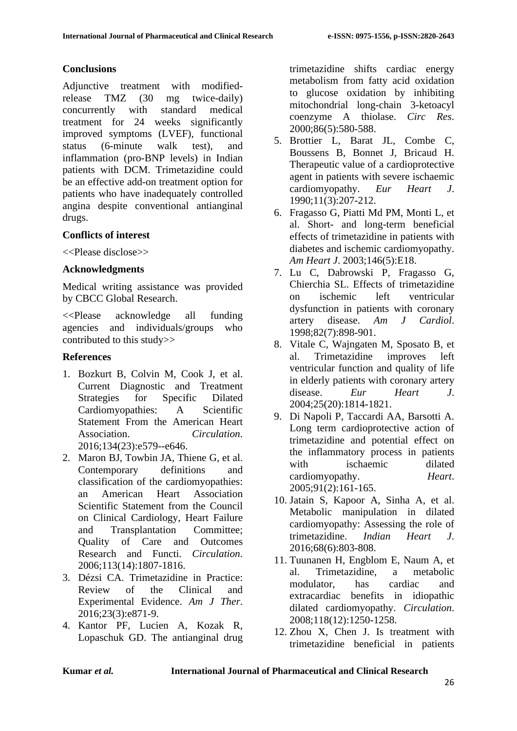## Conclusions

Adjunctive treatment with modified-release TMZ (30 mg twice-daily) concurrently with standard medical treatment for 24 weeks significantly improved symptoms (LVEF), functional status (6-minute walk test), and inflammation (pro-BNP levels) in Indian patients with DCM. Trimetazidine could be an effective add-on treatment option for patients who have inadequately controlled angina despite conventional antianginal drugs.

## Conflicts of interest

<<Please disclose>>

## Acknowledgments

Medical writing assistance was provided by CBCC Global Research.

<<Please acknowledge all funding agencies and individuals/groups who contributed to this study>>

## References

1. Bozkurt B, Colvin M, Cook J, et al. Current Diagnostic and Treatment Strategies for Specific Dilated Cardiomyopathies: A Scientific Statement From the American Heart Association. *Circulation*. 2016;134(23):e579--e646.
2. Maron BJ, Towbin JA, Thiene G, et al. Contemporary definitions and classification of the cardiomyopathies: an American Heart Association Scientific Statement from the Council on Clinical Cardiology, Heart Failure and Transplantation Committee; Quality of Care and Outcomes Research and Functi. *Circulation*. 2006;113(14):1807-1816.
3. Dézsi CA. Trimetazidine in Practice: Review of the Clinical and Experimental Evidence. *Am J Ther*. 2016;23(3):e871-9.
4. Kantor PF, Lucien A, Kozak R, Lopaschuk GD. The antianginal drug trimetazidine shifts cardiac energy metabolism from fatty acid oxidation to glucose oxidation by inhibiting mitochondrial long-chain 3-ketoacyl coenzyme A thiolase. *Circ Res*. 2000;86(5):580-588.
5. Brottier L, Barat JL, Combe C, Boussens B, Bonnet J, Bricaud H. Therapeutic value of a cardioprotective agent in patients with severe ischaemic cardiomyopathy. *Eur Heart J*. 1990;11(3):207-212.
6. Fragasso G, Piatti Md PM, Monti L, et al. Short- and long-term beneficial effects of trimetazidine in patients with diabetes and ischemic cardiomyopathy. *Am Heart J*. 2003;146(5):E18.
7. Lu C, Dabrowski P, Fragasso G, Chierchia SL. Effects of trimetazidine on ischemic left ventricular dysfunction in patients with coronary artery disease. *Am J Cardiol*. 1998;82(7):898-901.
8. Vitale C, Wajngaten M, Sposato B, et al. Trimetazidine improves left ventricular function and quality of life in elderly patients with coronary artery disease. *Eur Heart J*. 2004;25(20):1814-1821.
9. Di Napoli P, Taccardi AA, Barsotti A. Long term cardioprotective action of trimetazidine and potential effect on the inflammatory process in patients with ischaemic dilated cardiomyopathy. *Heart*. 2005;91(2):161-165.
10. Jatain S, Kapoor A, Sinha A, et al. Metabolic manipulation in dilated cardiomyopathy: Assessing the role of trimetazidine. *Indian Heart J*. 2016;68(6):803-808.
11. Tuunanen H, Engblom E, Naum A, et al. Trimetazidine, a metabolic modulator, has cardiac and extracardiac benefits in idiopathic dilated cardiomyopathy. *Circulation*. 2008;118(12):1250-1258.
12. Zhou X, Chen J. Is treatment with trimetazidine beneficial in patients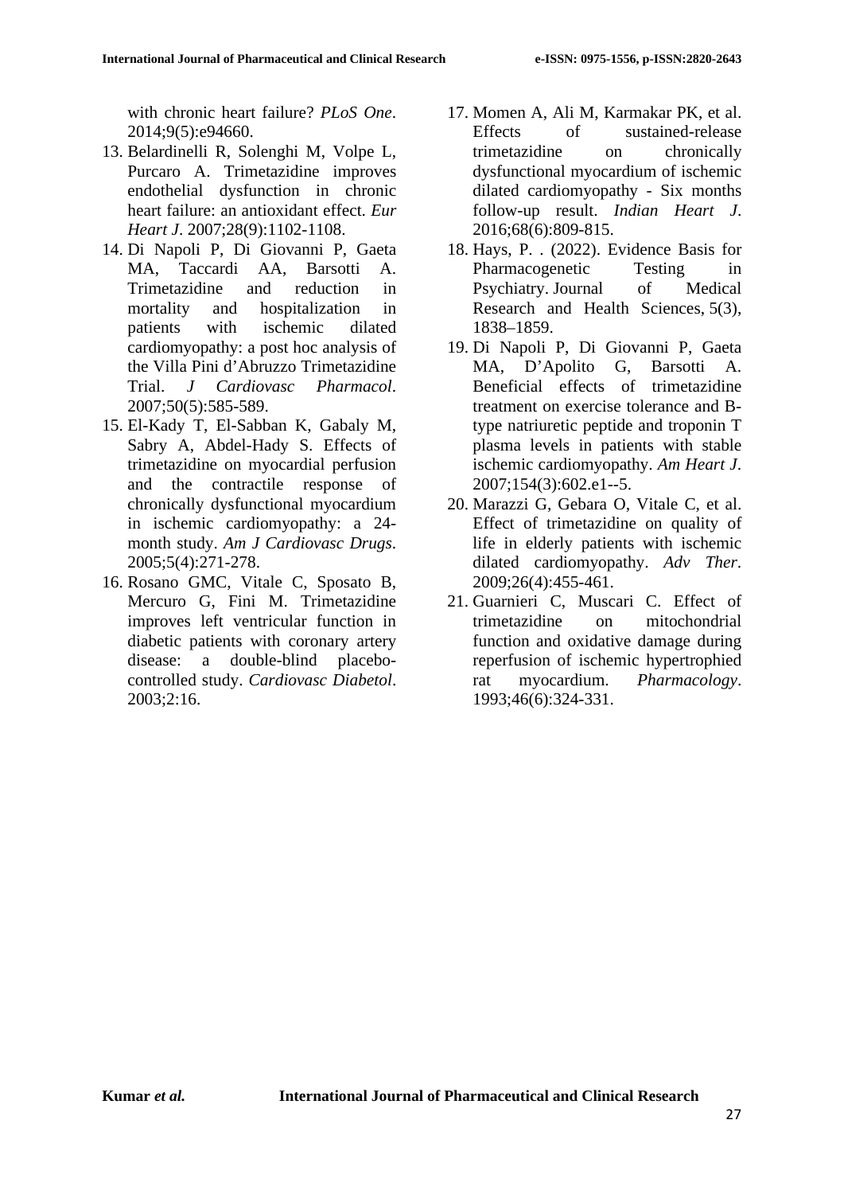with chronic heart failure? *PLoS One*. 2014;9(5):e94660.

13. Belardinelli R, Solenghi M, Volpe L, Purcaro A. Trimetazidine improves endothelial dysfunction in chronic heart failure: an antioxidant effect. *Eur Heart J*. 2007;28(9):1102-1108.
14. Di Napoli P, Di Giovanni P, Gaeta MA, Taccardi AA, Barsotti A. Trimetazidine and reduction in mortality and hospitalization in patients with ischemic dilated cardiomyopathy: a post hoc analysis of the Villa Pini d'Abruzzo Trimetazidine Trial. *J Cardiovasc Pharmacol*. 2007;50(5):585-589.
15. El-Kady T, El-Sabban K, Gabaly M, Sabry A, Abdel-Hady S. Effects of trimetazidine on myocardial perfusion and the contractile response of chronically dysfunctional myocardium in ischemic cardiomyopathy: a 24-month study. *Am J Cardiovasc Drugs*. 2005;5(4):271-278.
16. Rosano GMC, Vitale C, Sposato B, Mercuro G, Fini M. Trimetazidine improves left ventricular function in diabetic patients with coronary artery disease: a double-blind placebo-controlled study. *Cardiovasc Diabetol*. 2003;2:16.
17. Momen A, Ali M, Karmakar PK, et al. Effects of sustained-release trimetazidine on chronically dysfunctional myocardium of ischemic dilated cardiomyopathy - Six months follow-up result. *Indian Heart J*. 2016;68(6):809-815.
18. Hays, P. . (2022). Evidence Basis for Pharmacogenetic Testing in Psychiatry. Journal of Medical Research and Health Sciences, 5(3), 1838–1859.
19. Di Napoli P, Di Giovanni P, Gaeta MA, D'Apolito G, Barsotti A. Beneficial effects of trimetazidine treatment on exercise tolerance and B-type natriuretic peptide and troponin T plasma levels in patients with stable ischemic cardiomyopathy. *Am Heart J*. 2007;154(3):602.e1--5.
20. Marazzi G, Gebara O, Vitale C, et al. Effect of trimetazidine on quality of life in elderly patients with ischemic dilated cardiomyopathy. *Adv Ther*. 2009;26(4):455-461.
21. Guarnieri C, Muscari C. Effect of trimetazidine on mitochondrial function and oxidative damage during reperfusion of ischemic hypertrophied rat myocardium. *Pharmacology*. 1993;46(6):324-331.